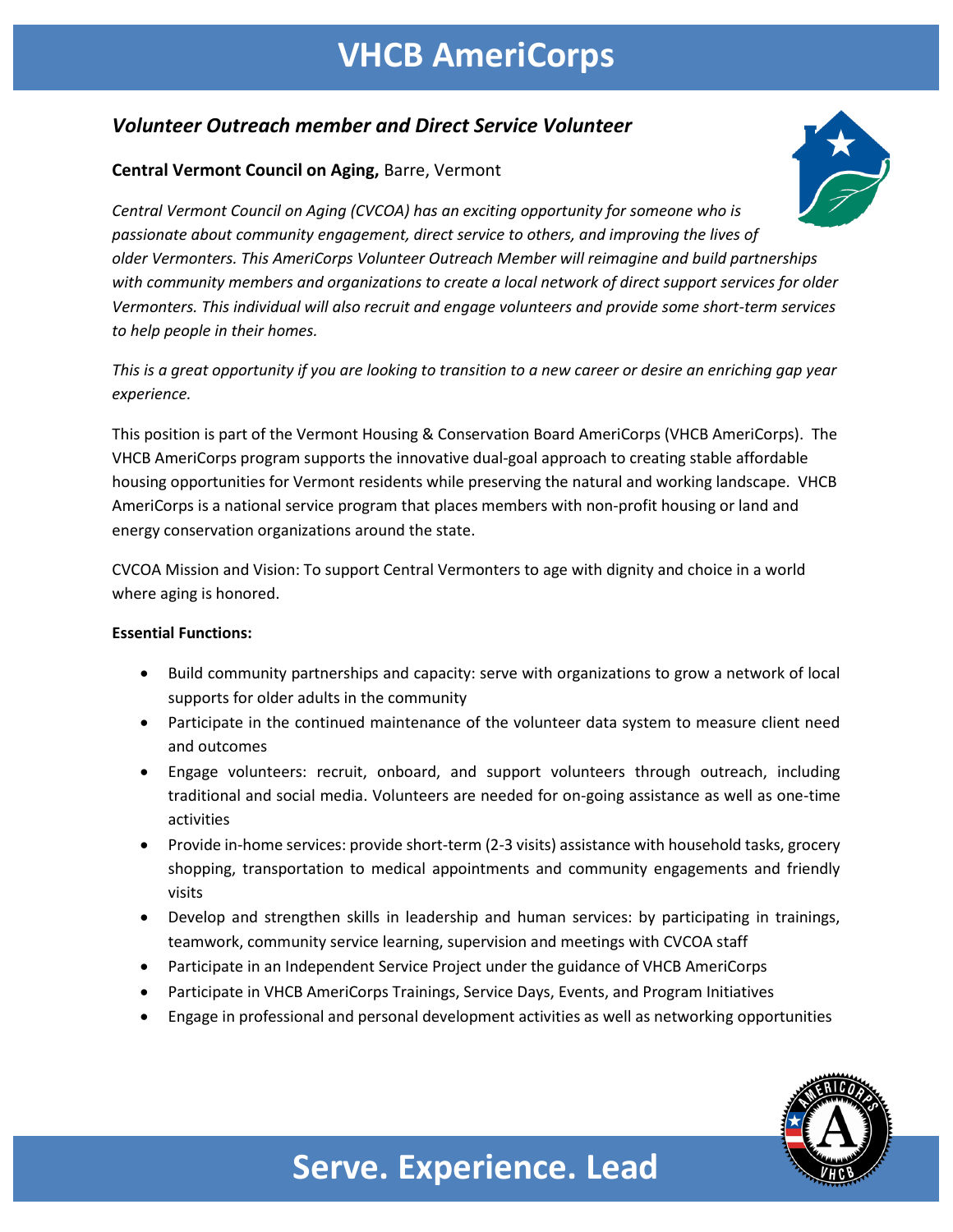# VHCB AmeriCorps

## *Volunteer Outreach member and Direct Service Volunteer*

**Central Vermont Council on Aging,** Barre, Vermont

*Central Vermont Council on Aging (CVCOA) has an exciting opportunity for someone who is passionate about community engagement, direct service to others, and improving the lives of older Vermonters. This AmeriCorps Volunteer Outreach Member will reimagine and build partnerships with community members and organizations to create a local network of direct support services for older Vermonters. This individual will also recruit and engage volunteers and provide some short-term services to help people in their homes.*

*This is a great opportunity if you are looking to transition to a new career or desire an enriching gap year experience.*

This position is part of the Vermont Housing & Conservation Board AmeriCorps (VHCB AmeriCorps). The VHCB AmeriCorps program supports the innovative dual-goal approach to creating stable affordable housing opportunities for Vermont residents while preserving the natural and working landscape. VHCB AmeriCorps is a national service program that places members with non-profit housing or land and energy conservation organizations around the state.

CVCOA Mission and Vision: To support Central Vermonters to age with dignity and choice in a world where aging is honored.

**Essential Functions:**

- Build community partnerships and capacity: serve with organizations to grow a network of local supports for older adults in the community
- Participate in the continued maintenance of the volunteer data system to measure client need and outcomes
- Engage volunteers: recruit, onboard, and support volunteers through outreach, including traditional and social media. Volunteers are needed for on-going assistance as well as one-time activities
- Provide in-home services: provide short-term (2-3 visits) assistance with household tasks, grocery shopping, transportation to medical appointments and community engagements and friendly visits
- Develop and strengthen skills in leadership and human services: by participating in trainings, teamwork, community service learning, supervision and meetings with CVCOA staff
- Participate in an Independent Service Project under the guidance of VHCB AmeriCorps
- Participate in VHCB AmeriCorps Trainings, Service Days, Events, and Program Initiatives
- Engage in professional and personal development activities as well as networking opportunities

**Serve. Experience. Lead**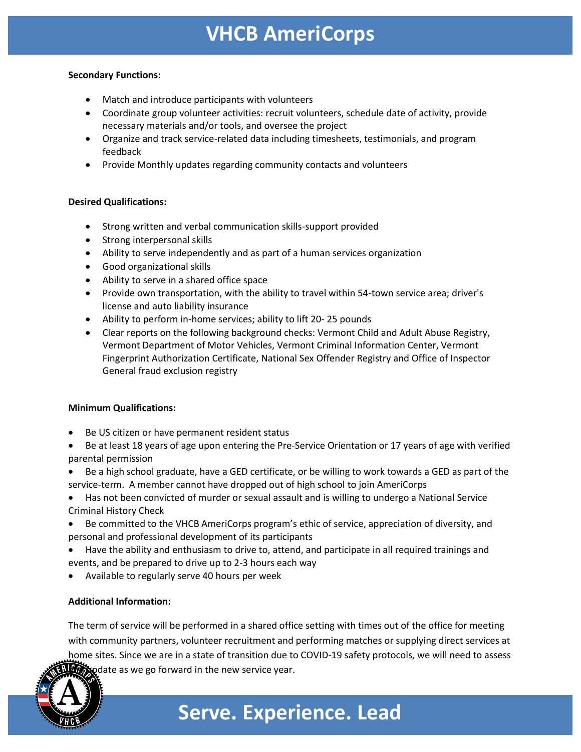**Secondary Functions:**

- Match and introduce participants with volunteers
- Coordinate group volunteer activities: recruit volunteers, schedule date of activity, provide necessary materials and/or tools, and oversee the project
- Organize and track service-related data including timesheets, testimonials, and program feedback
- Provide Monthly updates regarding community contacts and volunteers

**Desired Qualifications:**

- Strong written and verbal communication skills-support provided
- Strong interpersonal skills
- Ability to serve independently and as part of a human services organization
- Good organizational skills
- Ability to serve in a shared office space
- Provide own transportation, with the ability to travel within 54-town service area; driver's license and auto liability insurance
- Ability to perform in-home services; ability to lift 20- 25 pounds
- Clear reports on the following background checks: Vermont Child and Adult Abuse Registry, Vermont Department of Motor Vehicles, Vermont Criminal Information Center, Vermont Fingerprint Authorization Certificate, National Sex Offender Registry and Office of Inspector General fraud exclusion registry

**Minimum Qualifications:**

- Be US citizen or have permanent resident status
- Be at least 18 years of age upon entering the Pre-Service Orientation or 17 years of age with verified parental permission
- Be a high school graduate, have a GED certificate, or be willing to work towards a GED as part of the service-term. A member cannot have dropped out of high school to join AmeriCorps
- Has not been convicted of murder or sexual assault and is willing to undergo a National Service Criminal History Check
- Be committed to the VHCB AmeriCorps program's ethic of service, appreciation of diversity, and personal and professional development of its participants
- Have the ability and enthusiasm to drive to, attend, and participate in all required trainings and events, and be prepared to drive up to 2-3 hours each way
- Available to regularly serve 40 hours per week

**Additional Information:**

The term of service will be performed in a shared office setting with times out of the office for meeting with community partners, volunteer recruitment and performing matches or supplying direct services at home sites. Since we are in a state of transition due to COVID-19 safety protocols, we will need to assess and update as we go forward in the new service year.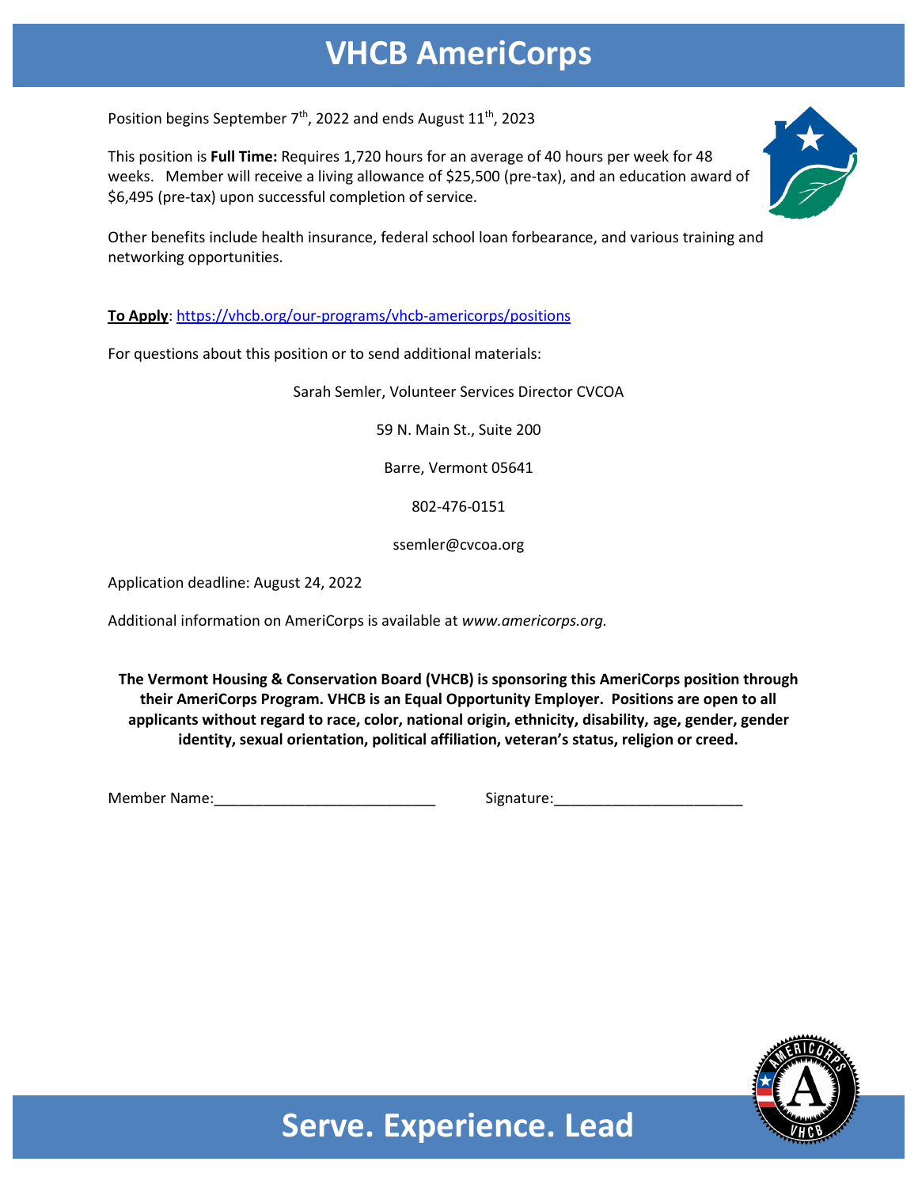# VHCB AmeriCorps

Position begins September 7th, 2022 and ends August 11th, 2023

This position is **Full Time:** Requires 1,720 hours for an average of 40 hours per week for 48 weeks. Member will receive a living allowance of $25,500 (pre-tax), and an education award of $6,495 (pre-tax) upon successful completion of service.

Other benefits include health insurance, federal school loan forbearance, and various training and networking opportunities.

**To Apply**: https://vhcb.org/our-programs/vhcb-americorps/positions

For questions about this position or to send additional materials:

Sarah Semler, Volunteer Services Director CVCOA

59 N. Main St., Suite 200

Barre, Vermont 05641

802-476-0151

ssemler@cvcoa.org

Application deadline: August 24, 2022

Additional information on AmeriCorps is available at *www.americorps.org.*

**The Vermont Housing & Conservation Board (VHCB) is sponsoring this AmeriCorps position through their AmeriCorps Program. VHCB is an Equal Opportunity Employer. Positions are open to all applicants without regard to race, color, national origin, ethnicity, disability, age, gender, gender identity, sexual orientation, political affiliation, veteran's status, religion or creed.**

Member Name:___________________________ Signature:_______________________

## Serve. Experience. Lead